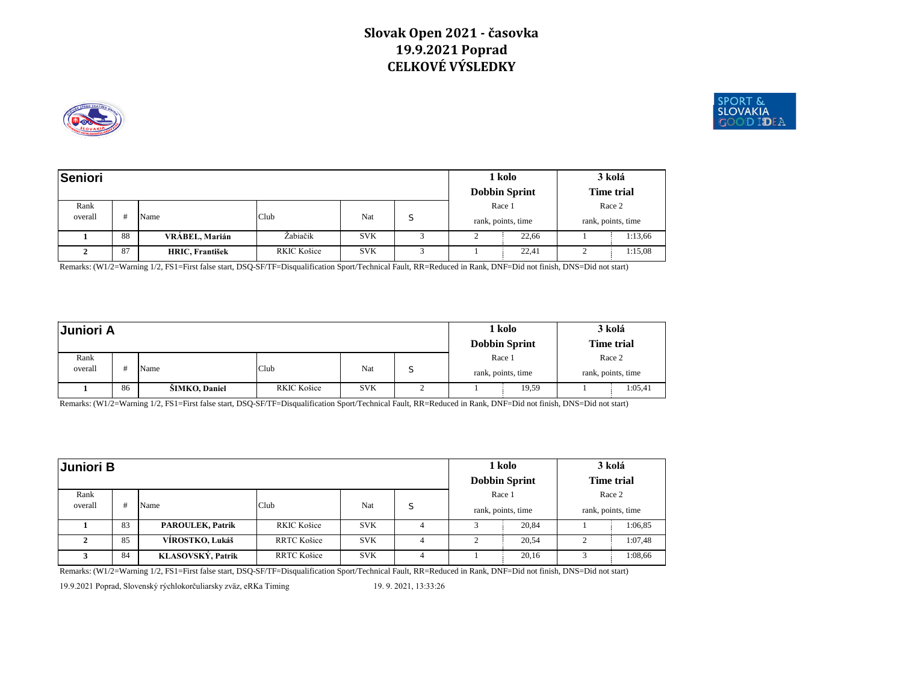# Slovak Open 2021 - časovka
## 19.9.2021 Poprad
## CELKOVÉ VÝSLEDKY

| Seniori | | | | | | 1 kolo Dobbin Sprint | | 3 kolá Time trial | |
|---|---|---|---|---|---|---|---|---|---|
| Rank overall | # | Name | Club | Nat | S | Race 1 rank, points, time | | Race 2 rank, points, time | |
| 1 | 88 | VRÁBEL, Marián | Žabiačik | SVK | 3 | 2 | 22,66 | 1 | 1:13,66 |
| 2 | 87 | HRIC, František | RKIC Košice | SVK | 3 | 1 | 22,41 | 2 | 1:15,08 |

Remarks: (W1/2=Warning 1/2, FS1=First false start, DSQ-SF/TF=Disqualification Sport/Technical Fault, RR=Reduced in Rank, DNF=Did not finish, DNS=Did not start)

| Juniori A | | | | | | 1 kolo Dobbin Sprint | | 3 kolá Time trial | |
|---|---|---|---|---|---|---|---|---|---|
| Rank overall | # | Name | Club | Nat | S | Race 1 rank, points, time | | Race 2 rank, points, time | |
| 1 | 86 | ŠIMKO, Daniel | RKIC Košice | SVK | 2 | 1 | 19,59 | 1 | 1:05,41 |

Remarks: (W1/2=Warning 1/2, FS1=First false start, DSQ-SF/TF=Disqualification Sport/Technical Fault, RR=Reduced in Rank, DNF=Did not finish, DNS=Did not start)

| Juniori B | | | | | | 1 kolo Dobbin Sprint | | 3 kolá Time trial | |
|---|---|---|---|---|---|---|---|---|---|
| Rank overall | # | Name | Club | Nat | S | Race 1 rank, points, time | | Race 2 rank, points, time | |
| 1 | 83 | PAROULEK, Patrik | RKIC Košice | SVK | 4 | 3 | 20,84 | 1 | 1:06,85 |
| 2 | 85 | VÍROSTKO, Lukáš | RRTC Košice | SVK | 4 | 2 | 20,54 | 2 | 1:07,48 |
| 3 | 84 | KLASOVSKÝ, Patrik | RRTC Košice | SVK | 4 | 1 | 20,16 | 3 | 1:08,66 |

Remarks: (W1/2=Warning 1/2, FS1=First false start, DSQ-SF/TF=Disqualification Sport/Technical Fault, RR=Reduced in Rank, DNF=Did not finish, DNS=Did not start)

19.9.2021 Poprad, Slovenský rýchlokorčuliarsky zväz, eRKa Timing 19. 9. 2021, 13:33:26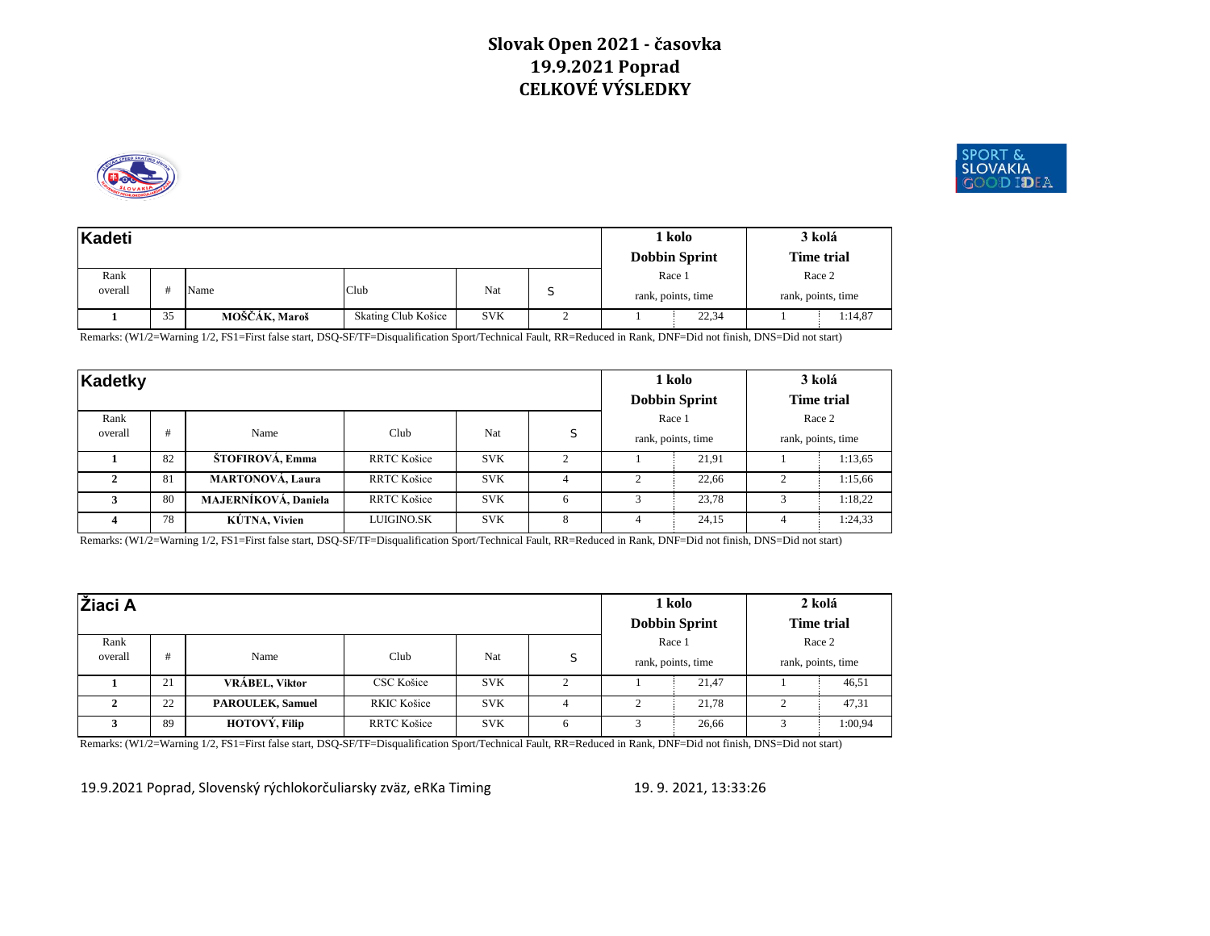# Slovak Open 2021 - časovka
## 19.9.2021 Poprad
## CELKOVÉ VÝSLEDKY

| Kadeti | | | | | | 1 kolo Dobbin Sprint | | 3 kolá Time trial | |
|---|---|---|---|---|---|---|---|---|---|
| | | | | | | Race 1 | | Race 2 | |
| Rank overall | # | Name | Club | Nat | S | rank, points, time | | rank, points, time | |
| 1 | 35 | **MOŠČÁK, Maroš** | Skating Club Košice | SVK | 2 | 1 | 22,34 | 1 | 1:14,87 |

Remarks: (W1/2=Warning 1/2, FS1=First false start, DSQ-SF/TF=Disqualification Sport/Technical Fault, RR=Reduced in Rank, DNF=Did not finish, DNS=Did not start)

| Kadetky | | | | | | 1 kolo Dobbin Sprint | | 3 kolá Time trial | |
|---|---|---|---|---|---|---|---|---|---|
| | | | | | | Race 1 | | Race 2 | |
| Rank overall | # | Name | Club | Nat | S | rank, points, time | | rank, points, time | |
| 1 | 82 | **ŠTOFIROVÁ, Emma** | RRTC Košice | SVK | 2 | 1 | 21,91 | 1 | 1:13,65 |
| 2 | 81 | **MARTONOVÁ, Laura** | RRTC Košice | SVK | 4 | 2 | 22,66 | 2 | 1:15,66 |
| 3 | 80 | **MAJERNÍKOVÁ, Daniela** | RRTC Košice | SVK | 6 | 3 | 23,78 | 3 | 1:18,22 |
| 4 | 78 | **KÚTNA, Vivien** | LUIGINO.SK | SVK | 8 | 4 | 24,15 | 4 | 1:24,33 |

Remarks: (W1/2=Warning 1/2, FS1=First false start, DSQ-SF/TF=Disqualification Sport/Technical Fault, RR=Reduced in Rank, DNF=Did not finish, DNS=Did not start)

| Žiaci A | | | | | | 1 kolo Dobbin Sprint | | 2 kolá Time trial | |
|---|---|---|---|---|---|---|---|---|---|
| | | | | | | Race 1 | | Race 2 | |
| Rank overall | # | Name | Club | Nat | S | rank, points, time | | rank, points, time | |
| 1 | 21 | **VRÁBEL, Viktor** | CSC Košice | SVK | 2 | 1 | 21,47 | 1 | 46,51 |
| 2 | 22 | **PAROULEK, Samuel** | RKIC Košice | SVK | 4 | 2 | 21,78 | 2 | 47,31 |
| 3 | 89 | **HOTOVÝ, Filip** | RRTC Košice | SVK | 6 | 3 | 26,66 | 3 | 1:00,94 |

Remarks: (W1/2=Warning 1/2, FS1=First false start, DSQ-SF/TF=Disqualification Sport/Technical Fault, RR=Reduced in Rank, DNF=Did not finish, DNS=Did not start)

19.9.2021 Poprad, Slovenský rýchlokorčuliarsky zväz, eRKa Timing 19. 9. 2021, 13:33:26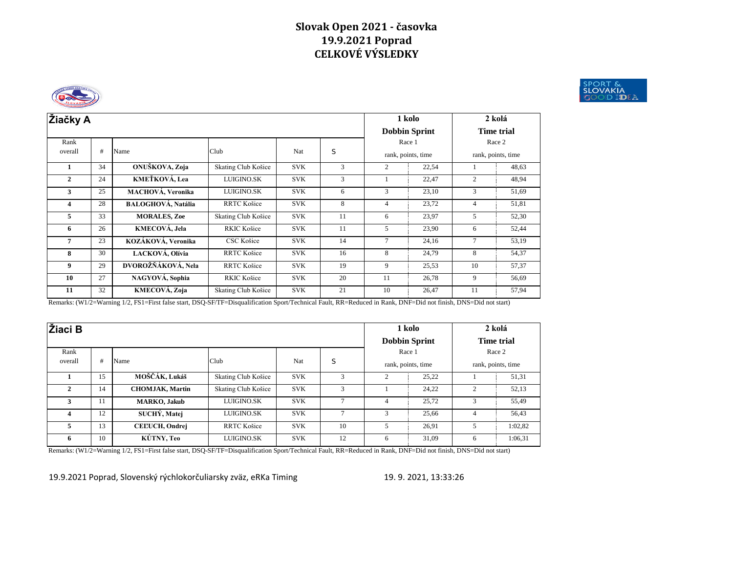# Slovak Open 2021 - časovka
## 19.9.2021 Poprad
## CELKOVÉ VÝSLEDKY

| Žiačky A | | | | | | 1 kolo Dobbin Sprint | | 2 kolá Time trial | |
|---|---|---|---|---|---|---|---|---|---|
| | | | | | | Race 1 | | Race 2 | |
| Rank overall | # | Name | Club | Nat | S | rank, points, time | | rank, points, time | |
| **1** | 34 | **ONUŠKOVA, Zoja** | Skating Club Košice | SVK | 3 | 2 | 22,54 | 1 | 48,63 |
| **2** | 24 | **KMEŤKOVÁ, Lea** | LUIGINO.SK | SVK | 3 | 1 | 22,47 | 2 | 48,94 |
| **3** | 25 | **MACHOVÁ, Veronika** | LUIGINO.SK | SVK | 6 | 3 | 23,10 | 3 | 51,69 |
| **4** | 28 | **BALOGHOVÁ, Natália** | RRTC Košice | SVK | 8 | 4 | 23,72 | 4 | 51,81 |
| **5** | 33 | **MORALES, Zoe** | Skating Club Košice | SVK | 11 | 6 | 23,97 | 5 | 52,30 |
| **6** | 26 | **KMECOVÁ, Jela** | RKIC Košice | SVK | 11 | 5 | 23,90 | 6 | 52,44 |
| **7** | 23 | **KOZÁKOVÁ, Veronika** | CSC Košice | SVK | 14 | 7 | 24,16 | 7 | 53,19 |
| **8** | 30 | **LACKOVÁ, Olívia** | RRTC Košice | SVK | 16 | 8 | 24,79 | 8 | 54,37 |
| **9** | 29 | **DVOROŽŇÁKOVÁ, Nela** | RRTC Košice | SVK | 19 | 9 | 25,53 | 10 | 57,37 |
| **10** | 27 | **NAGYOVÁ, Sophia** | RKIC Košice | SVK | 20 | 11 | 26,78 | 9 | 56,69 |
| **11** | 32 | **KMECOVÁ, Zoja** | Skating Club Košice | SVK | 21 | 10 | 26,47 | 11 | 57,94 |

Remarks: (W1/2=Warning 1/2, FS1=First false start, DSQ-SF/TF=Disqualification Sport/Technical Fault, RR=Reduced in Rank, DNF=Did not finish, DNS=Did not start)

| Žiaci B | | | | | | 1 kolo Dobbin Sprint | | 2 kolá Time trial | |
|---|---|---|---|---|---|---|---|---|---|
| | | | | | | Race 1 | | Race 2 | |
| Rank overall | # | Name | Club | Nat | S | rank, points, time | | rank, points, time | |
| **1** | 15 | **MOŠČÁK, Lukáš** | Skating Club Košice | SVK | 3 | 2 | 25,22 | 1 | 51,31 |
| **2** | 14 | **CHOMJAK, Martin** | Skating Club Košice | SVK | 3 | 1 | 24,22 | 2 | 52,13 |
| **3** | 11 | **MARKO, Jakub** | LUIGINO.SK | SVK | 7 | 4 | 25,72 | 3 | 55,49 |
| **4** | 12 | **SUCHÝ, Matej** | LUIGINO.SK | SVK | 7 | 3 | 25,66 | 4 | 56,43 |
| **5** | 13 | **CEĽUCH, Ondrej** | RRTC Košice | SVK | 10 | 5 | 26,91 | 5 | 1:02,82 |
| **6** | 10 | **KÚTNY, Teo** | LUIGINO.SK | SVK | 12 | 6 | 31,09 | 6 | 1:06,31 |

Remarks: (W1/2=Warning 1/2, FS1=First false start, DSQ-SF/TF=Disqualification Sport/Technical Fault, RR=Reduced in Rank, DNF=Did not finish, DNS=Did not start)

19.9.2021 Poprad, Slovenský rýchlokorčuliarsky zväz, eRKa Timing 19. 9. 2021, 13:33:26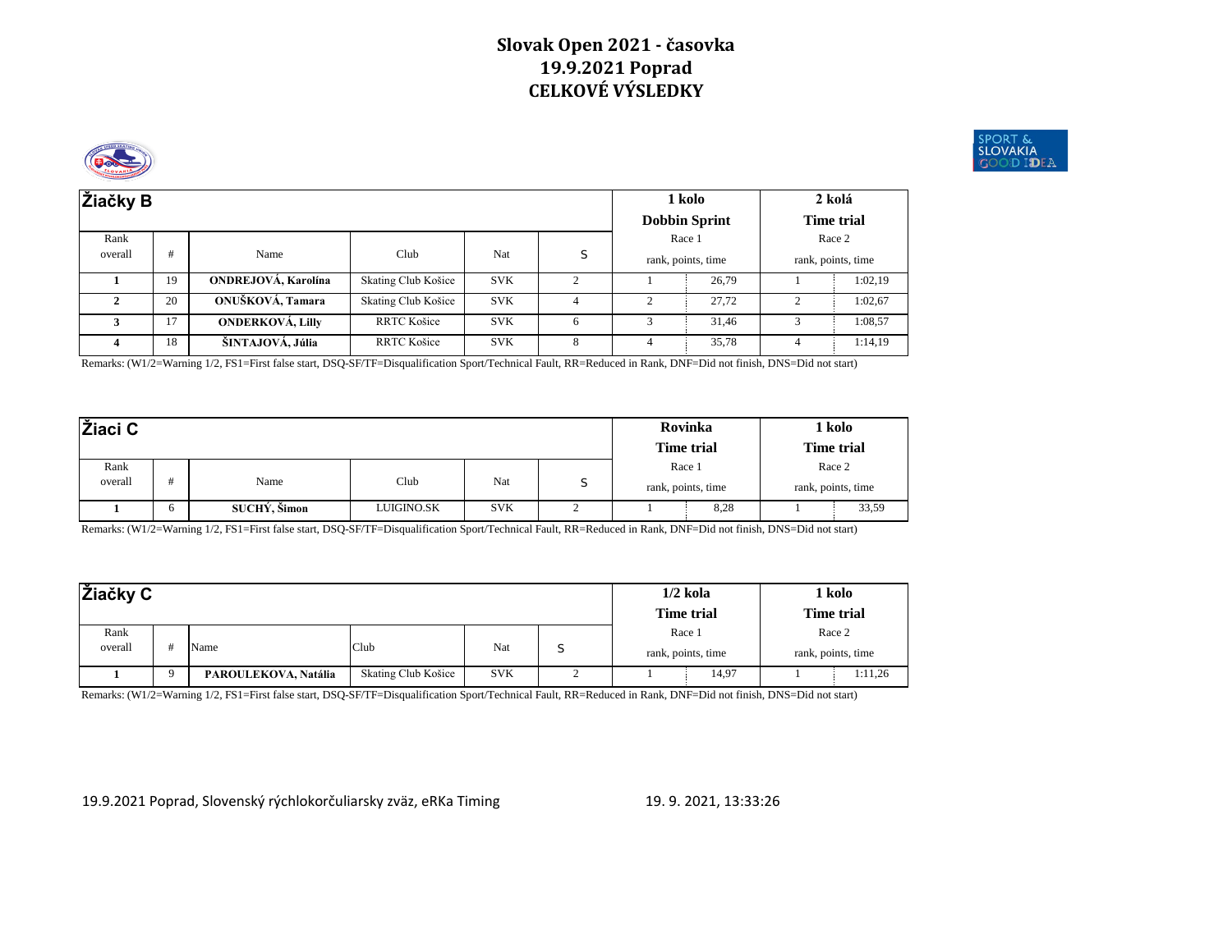# Slovak Open 2021 - časovka
# 19.9.2021 Poprad
# CELKOVÉ VÝSLEDKY

| Žiačky B | | | | | | 1 kolo Dobbin Sprint | | 2 kolá Time trial | |
|---|---|---|---|---|---|---|---|---|---|
| Rank overall | # | Name | Club | Nat | S | Race 1 rank, points, time | | Race 2 rank, points, time | |
| 1 | 19 | **ONDREJOVÁ, Karolína** | Skating Club Košice | SVK | 2 | 1 | 26,79 | 1 | 1:02,19 |
| 2 | 20 | **ONUŠKOVÁ, Tamara** | Skating Club Košice | SVK | 4 | 2 | 27,72 | 2 | 1:02,67 |
| 3 | 17 | **ONDERKOVÁ, Lilly** | RRTC Košice | SVK | 6 | 3 | 31,46 | 3 | 1:08,57 |
| 4 | 18 | **ŠINTAJOVÁ, Júlia** | RRTC Košice | SVK | 8 | 4 | 35,78 | 4 | 1:14,19 |

Remarks: (W1/2=Warning 1/2, FS1=First false start, DSQ-SF/TF=Disqualification Sport/Technical Fault, RR=Reduced in Rank, DNF=Did not finish, DNS=Did not start)

| Žiaci C | | | | | | Rovinka Time trial | | 1 kolo Time trial | |
|---|---|---|---|---|---|---|---|---|---|
| Rank overall | # | Name | Club | Nat | S | Race 1 rank, points, time | | Race 2 rank, points, time | |
| 1 | 6 | **SUCHÝ, Šimon** | LUIGINO.SK | SVK | 2 | 1 | 8,28 | 1 | 33,59 |

Remarks: (W1/2=Warning 1/2, FS1=First false start, DSQ-SF/TF=Disqualification Sport/Technical Fault, RR=Reduced in Rank, DNF=Did not finish, DNS=Did not start)

| Žiačky C | | | | | | 1/2 kola Time trial | | 1 kolo Time trial | |
|---|---|---|---|---|---|---|---|---|---|
| Rank overall | # | Name | Club | Nat | S | Race 1 rank, points, time | | Race 2 rank, points, time | |
| 1 | 9 | **PAROULEKOVA, Natália** | Skating Club Košice | SVK | 2 | 1 | 14,97 | 1 | 1:11,26 |

Remarks: (W1/2=Warning 1/2, FS1=First false start, DSQ-SF/TF=Disqualification Sport/Technical Fault, RR=Reduced in Rank, DNF=Did not finish, DNS=Did not start)

19.9.2021 Poprad, Slovenský rýchlokorčuliarsky zväz, eRKa Timing 19. 9. 2021, 13:33:26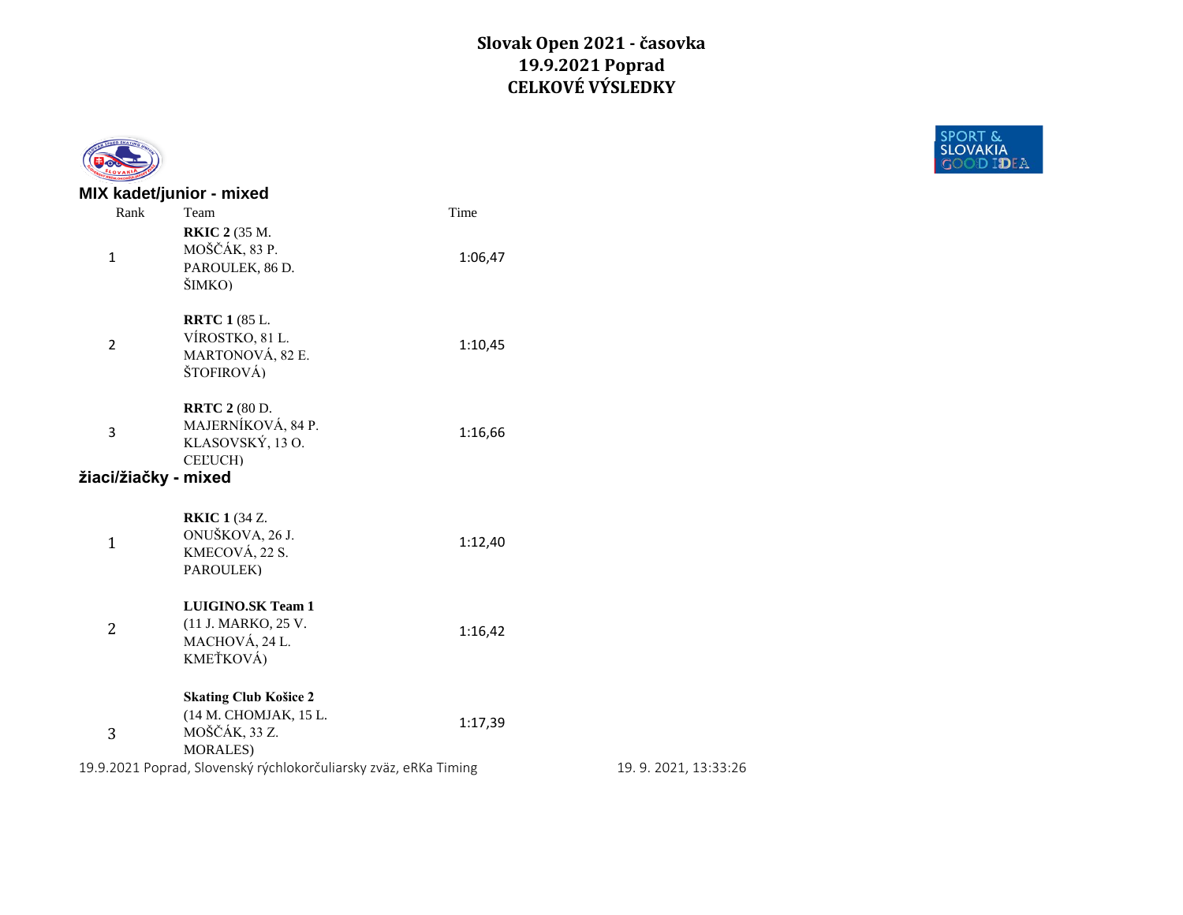# Slovak Open 2021 - časovka
## 19.9.2021 Poprad
## CELKOVÉ VÝSLEDKY

### MIX kadet/junior - mixed

| Rank | Team | Time |
|---|---|---|
| 1 | **RKIC 2** (35 M. MOŠČÁK, 83 P. PAROULEK, 86 D. ŠIMKO) | 1:06,47 |
| 2 | **RRTC 1** (85 L. VÍROSTKO, 81 L. MARTONOVÁ, 82 E. ŠTOFIROVÁ) | 1:10,45 |
| 3 | **RRTC 2** (80 D. MAJERNÍKOVÁ, 84 P. KLASOVSKÝ, 13 O. CEĽUCH) | 1:16,66 |

### žiaci/žiačky - mixed

| Rank | Team | Time |
|---|---|---|
| 1 | **RKIC 1** (34 Z. ONUŠKOVA, 26 J. KMECOVÁ, 22 S. PAROULEK) | 1:12,40 |
| 2 | **LUIGINO.SK Team 1** (11 J. MARKO, 25 V. MACHOVÁ, 24 L. KMEŤKOVÁ) | 1:16,42 |
| 3 | **Skating Club Košice 2** (14 M. CHOMJAK, 15 L. MOŠČÁK, 33 Z. MORALES) | 1:17,39 |

19.9.2021 Poprad, Slovenský rýchlokorčuliarsky zväz, eRKa Timing 19. 9. 2021, 13:33:26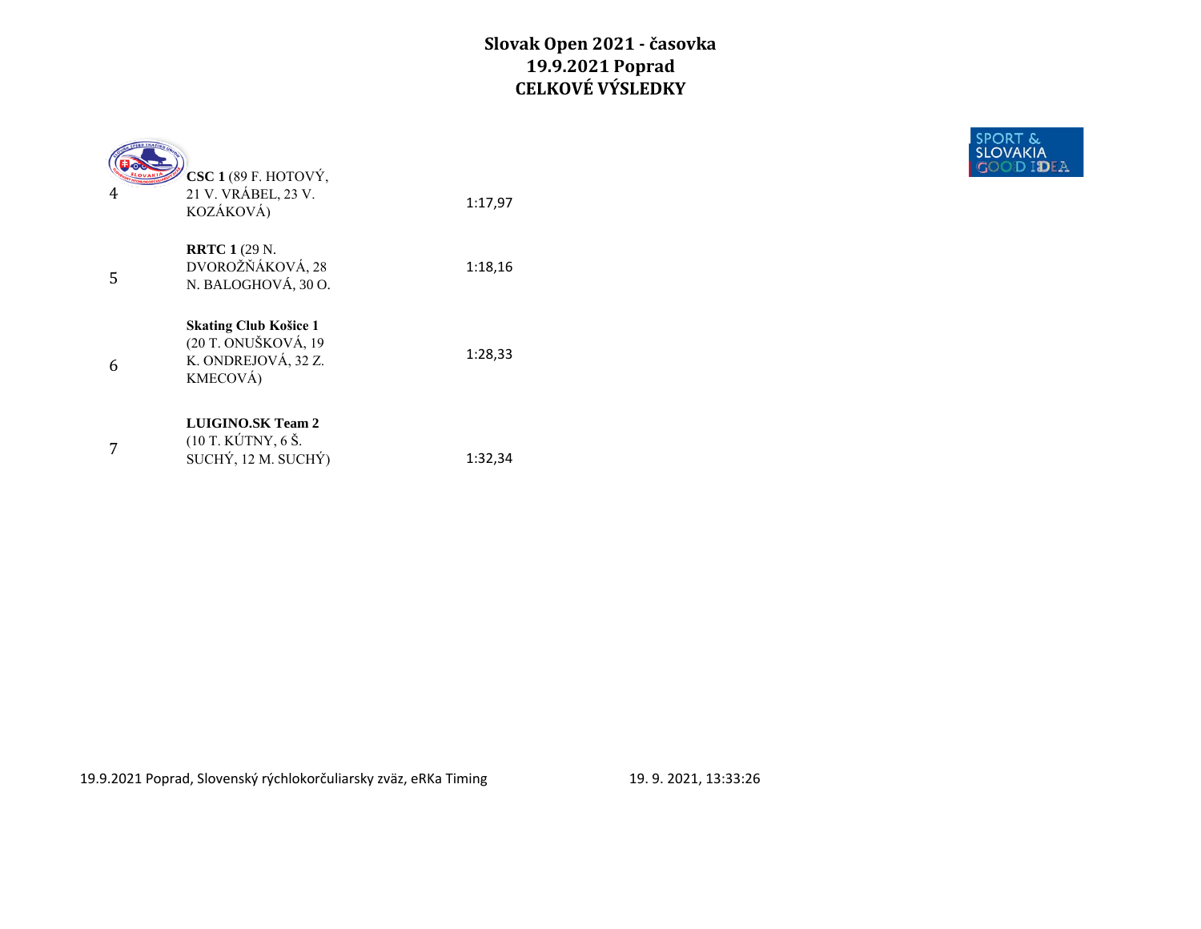# Slovak Open 2021 - časovka
## 19.9.2021 Poprad
## CELKOVÉ VÝSLEDKY

| | | |
|---|---|---|
| 4 | **CSC 1** (89 F. HOTOVÝ, 21 V. VRÁBEL, 23 V. KOZÁKOVÁ) | 1:17,97 |
| 5 | **RRTC 1** (29 N. DVOROŽŇÁKOVÁ, 28 N. BALOGHOVÁ, 30 O. | 1:18,16 |
| 6 | **Skating Club Košice 1** (20 T. ONUŠKOVÁ, 19 K. ONDREJOVÁ, 32 Z. KMECOVÁ) | 1:28,33 |
| 7 | **LUIGINO.SK Team 2** (10 T. KÚTNY, 6 Š. SUCHÝ, 12 M. SUCHÝ) | 1:32,34 |

19.9.2021 Poprad, Slovenský rýchlokorčuliarsky zväz, eRKa Timing 19. 9. 2021, 13:33:26